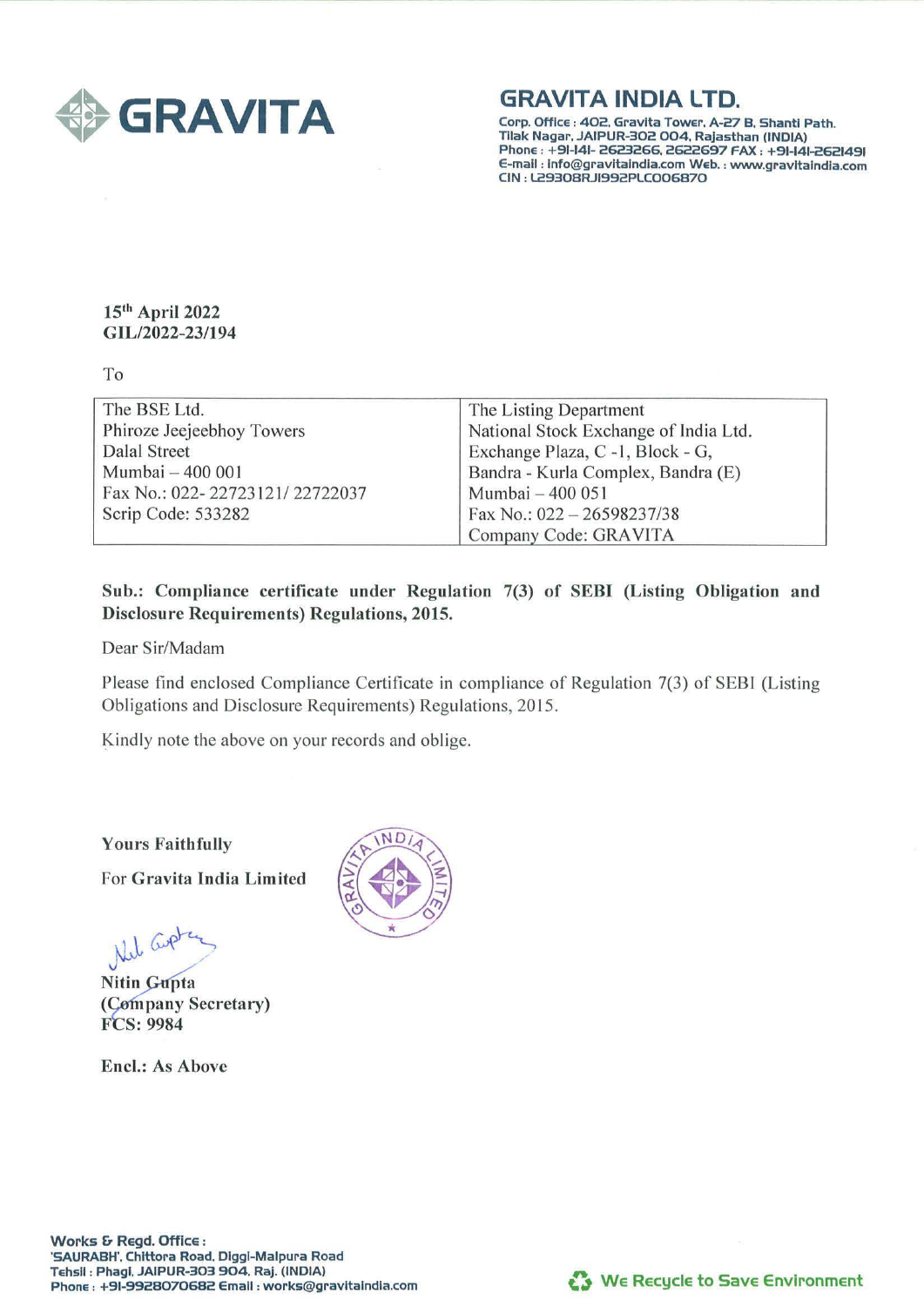# GRAVITA

## GRAVITA INDIA LTD.

Corp. Office : 402, Gravita Tower, A-27 B, Shanti Path, Tilak Nagar, JAIPUR-302 004, Rajasthan (INDIA)
Phone : +91-141- 2623266, 2622697 FAX : +91-141-2621491
E-mail : info@gravitaindia.com Web. : www.gravitaindia.com
CIN : L29308RJ1992PLC006870

**15th April 2022**
**GIL/2022-23/194**

To

| | |
|---|---|
| The BSE Ltd.<br>Phiroze Jeejeebhoy Towers<br>Dalal Street<br>Mumbai – 400 001<br>Fax No.: 022- 22723121/ 22722037<br>Scrip Code: 533282 | The Listing Department<br>National Stock Exchange of India Ltd.<br>Exchange Plaza, C -1, Block - G,<br>Bandra - Kurla Complex, Bandra (E)<br>Mumbai – 400 051<br>Fax No.: 022 – 26598237/38<br>Company Code: GRAVITA |

**Sub.: Compliance certificate under Regulation 7(3) of SEBI (Listing Obligation and Disclosure Requirements) Regulations, 2015.**

Dear Sir/Madam

Please find enclosed Compliance Certificate in compliance of Regulation 7(3) of SEBI (Listing Obligations and Disclosure Requirements) Regulations, 2015.

Kindly note the above on your records and oblige.

**Yours Faithfully**

For **Gravita India Limited**

**Nitin Gupta**
**(Company Secretary)**
**FCS: 9984**

**Encl.: As Above**

Works & Regd. Office :
'SAURABH', Chittora Road, Diggi-Malpura Road
Tehsil : Phagi, JAIPUR-303 904, Raj. (INDIA)
Phone : +91-9928070682 Email : works@gravitaindia.com

We Recycle to Save Environment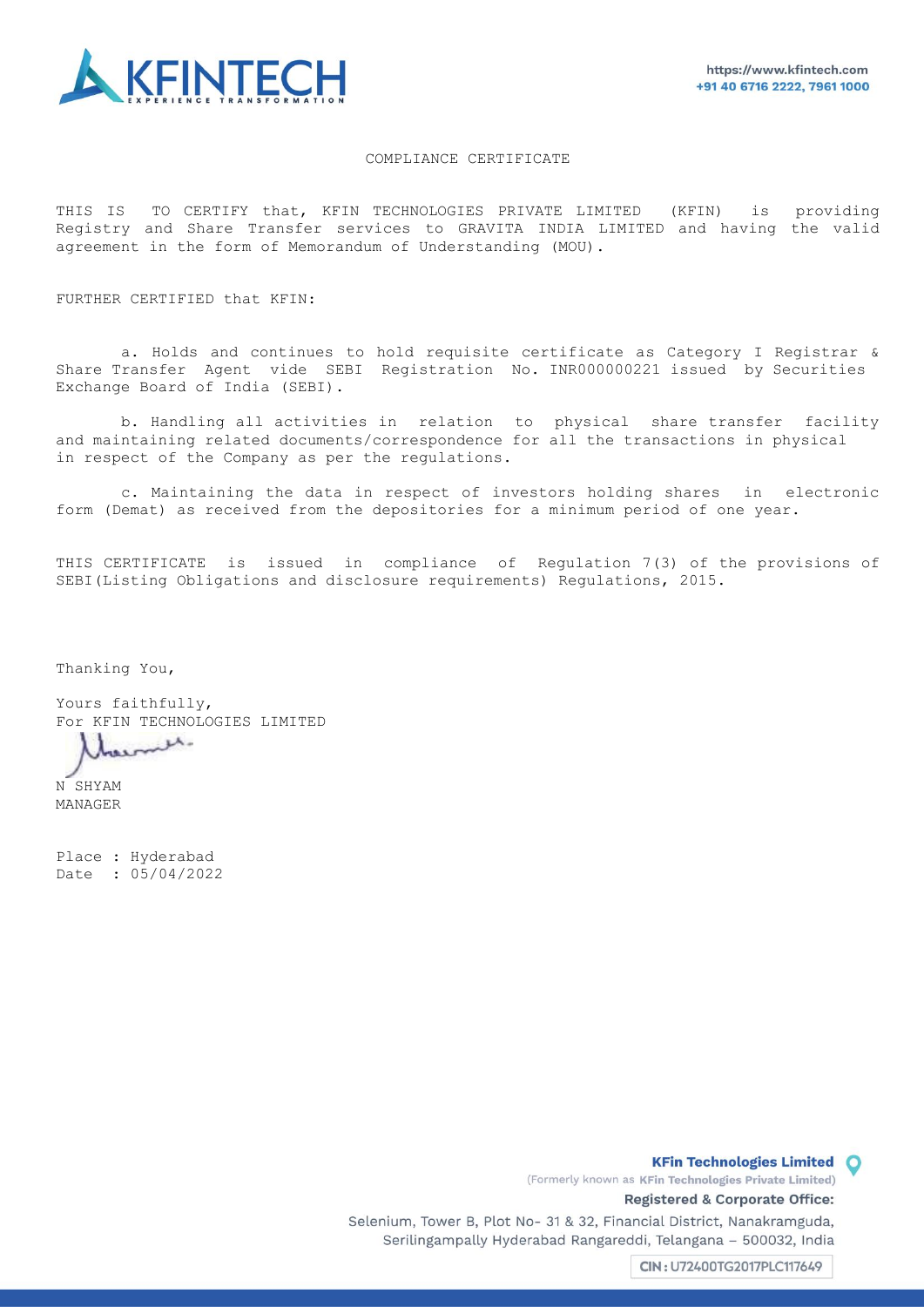# COMPLIANCE CERTIFICATE

THIS IS TO CERTIFY that, KFIN TECHNOLOGIES PRIVATE LIMITED (KFIN) is providing Registry and Share Transfer services to GRAVITA INDIA LIMITED and having the valid agreement in the form of Memorandum of Understanding (MOU).

FURTHER CERTIFIED that KFIN:

a. Holds and continues to hold requisite certificate as Category I Registrar & Share Transfer Agent vide SEBI Registration No. INR000000221 issued by Securities Exchange Board of India (SEBI).

b. Handling all activities in relation to physical share transfer facility and maintaining related documents/correspondence for all the transactions in physical in respect of the Company as per the regulations.

c. Maintaining the data in respect of investors holding shares in electronic form (Demat) as received from the depositories for a minimum period of one year.

THIS CERTIFICATE is issued in compliance of Regulation 7(3) of the provisions of SEBI(Listing Obligations and disclosure requirements) Regulations, 2015.

Thanking You,

Yours faithfully,
For KFIN TECHNOLOGIES LIMITED

N SHYAM
MANAGER

Place : Hyderabad
Date : 05/04/2022

**KFin Technologies Limited**
(Formerly known as **KFin Technologies Private Limited**)
**Registered & Corporate Office:**
Selenium, Tower B, Plot No- 31 & 32, Financial District, Nanakramguda, Serilingampally Hyderabad Rangareddi, Telangana – 500032, India

**CIN: U72400TG2017PLC117649**